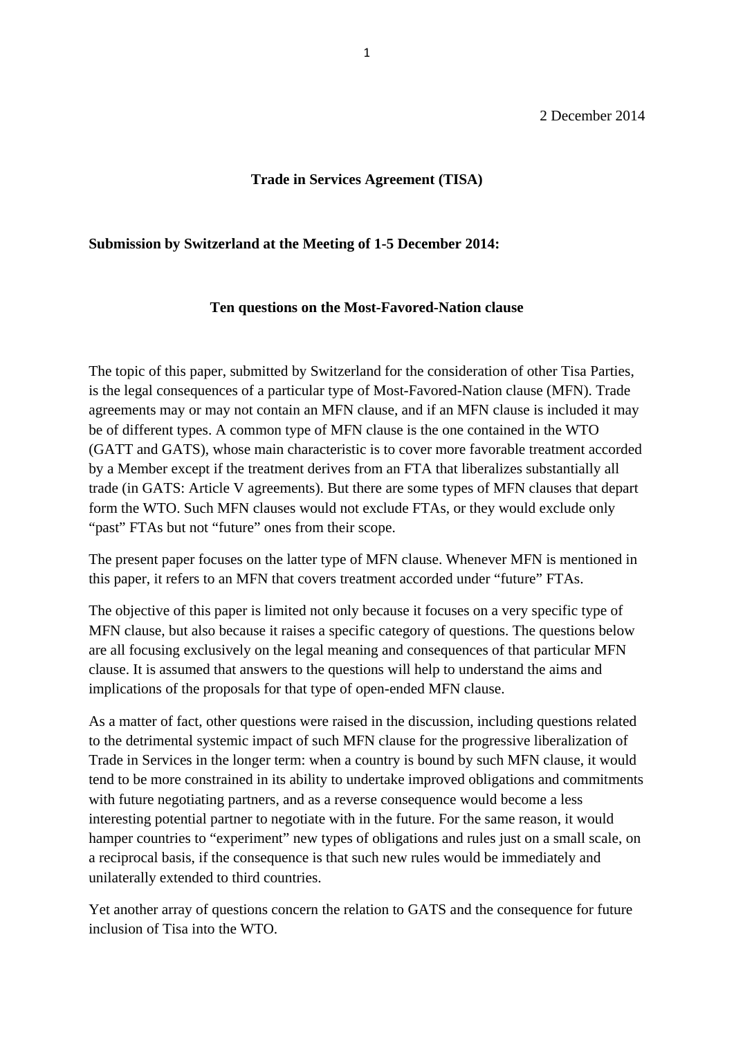2 December 2014

**Trade in Services Agreement (TISA)**

**Submission by Switzerland at the Meeting of 1-5 December 2014:**

**Ten questions on the Most-Favored-Nation clause**

The topic of this paper, submitted by Switzerland for the consideration of other Tisa Parties, is the legal consequences of a particular type of Most-Favored-Nation clause (MFN). Trade agreements may or may not contain an MFN clause, and if an MFN clause is included it may be of different types. A common type of MFN clause is the one contained in the WTO (GATT and GATS), whose main characteristic is to cover more favorable treatment accorded by a Member except if the treatment derives from an FTA that liberalizes substantially all trade (in GATS: Article V agreements). But there are some types of MFN clauses that depart form the WTO. Such MFN clauses would not exclude FTAs, or they would exclude only "past" FTAs but not "future" ones from their scope.

The present paper focuses on the latter type of MFN clause. Whenever MFN is mentioned in this paper, it refers to an MFN that covers treatment accorded under "future" FTAs.

The objective of this paper is limited not only because it focuses on a very specific type of MFN clause, but also because it raises a specific category of questions. The questions below are all focusing exclusively on the legal meaning and consequences of that particular MFN clause. It is assumed that answers to the questions will help to understand the aims and implications of the proposals for that type of open-ended MFN clause.

As a matter of fact, other questions were raised in the discussion, including questions related to the detrimental systemic impact of such MFN clause for the progressive liberalization of Trade in Services in the longer term: when a country is bound by such MFN clause, it would tend to be more constrained in its ability to undertake improved obligations and commitments with future negotiating partners, and as a reverse consequence would become a less interesting potential partner to negotiate with in the future. For the same reason, it would hamper countries to "experiment" new types of obligations and rules just on a small scale, on a reciprocal basis, if the consequence is that such new rules would be immediately and unilaterally extended to third countries.

Yet another array of questions concern the relation to GATS and the consequence for future inclusion of Tisa into the WTO.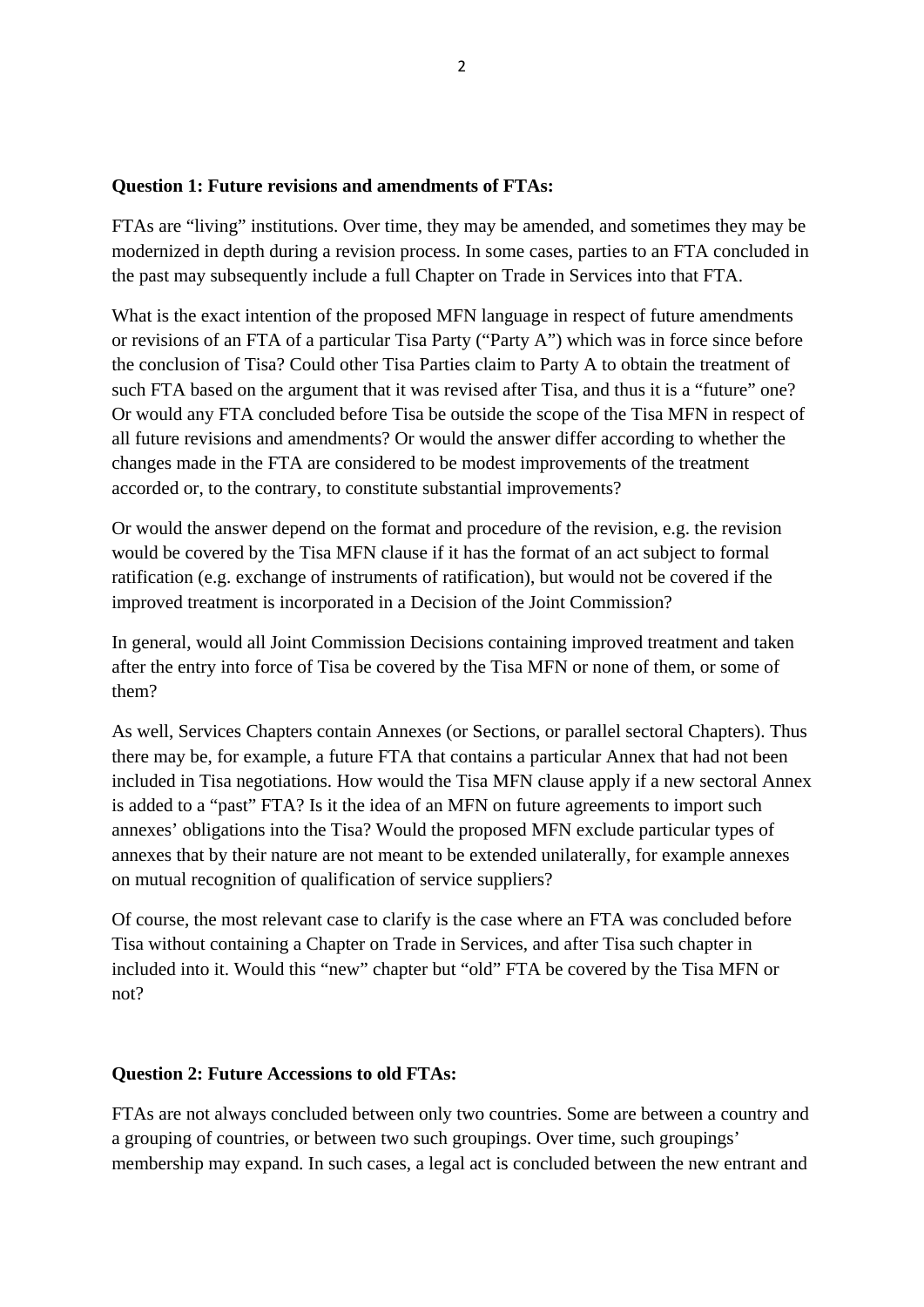**Question 1: Future revisions and amendments of FTAs:**

FTAs are "living" institutions. Over time, they may be amended, and sometimes they may be modernized in depth during a revision process. In some cases, parties to an FTA concluded in the past may subsequently include a full Chapter on Trade in Services into that FTA.

What is the exact intention of the proposed MFN language in respect of future amendments or revisions of an FTA of a particular Tisa Party ("Party A") which was in force since before the conclusion of Tisa? Could other Tisa Parties claim to Party A to obtain the treatment of such FTA based on the argument that it was revised after Tisa, and thus it is a "future" one? Or would any FTA concluded before Tisa be outside the scope of the Tisa MFN in respect of all future revisions and amendments? Or would the answer differ according to whether the changes made in the FTA are considered to be modest improvements of the treatment accorded or, to the contrary, to constitute substantial improvements?

Or would the answer depend on the format and procedure of the revision, e.g. the revision would be covered by the Tisa MFN clause if it has the format of an act subject to formal ratification (e.g. exchange of instruments of ratification), but would not be covered if the improved treatment is incorporated in a Decision of the Joint Commission?

In general, would all Joint Commission Decisions containing improved treatment and taken after the entry into force of Tisa be covered by the Tisa MFN or none of them, or some of them?

As well, Services Chapters contain Annexes (or Sections, or parallel sectoral Chapters). Thus there may be, for example, a future FTA that contains a particular Annex that had not been included in Tisa negotiations. How would the Tisa MFN clause apply if a new sectoral Annex is added to a "past" FTA? Is it the idea of an MFN on future agreements to import such annexes' obligations into the Tisa? Would the proposed MFN exclude particular types of annexes that by their nature are not meant to be extended unilaterally, for example annexes on mutual recognition of qualification of service suppliers?

Of course, the most relevant case to clarify is the case where an FTA was concluded before Tisa without containing a Chapter on Trade in Services, and after Tisa such chapter in included into it. Would this "new" chapter but "old" FTA be covered by the Tisa MFN or not?

**Question 2: Future Accessions to old FTAs:**

FTAs are not always concluded between only two countries. Some are between a country and a grouping of countries, or between two such groupings. Over time, such groupings' membership may expand. In such cases, a legal act is concluded between the new entrant and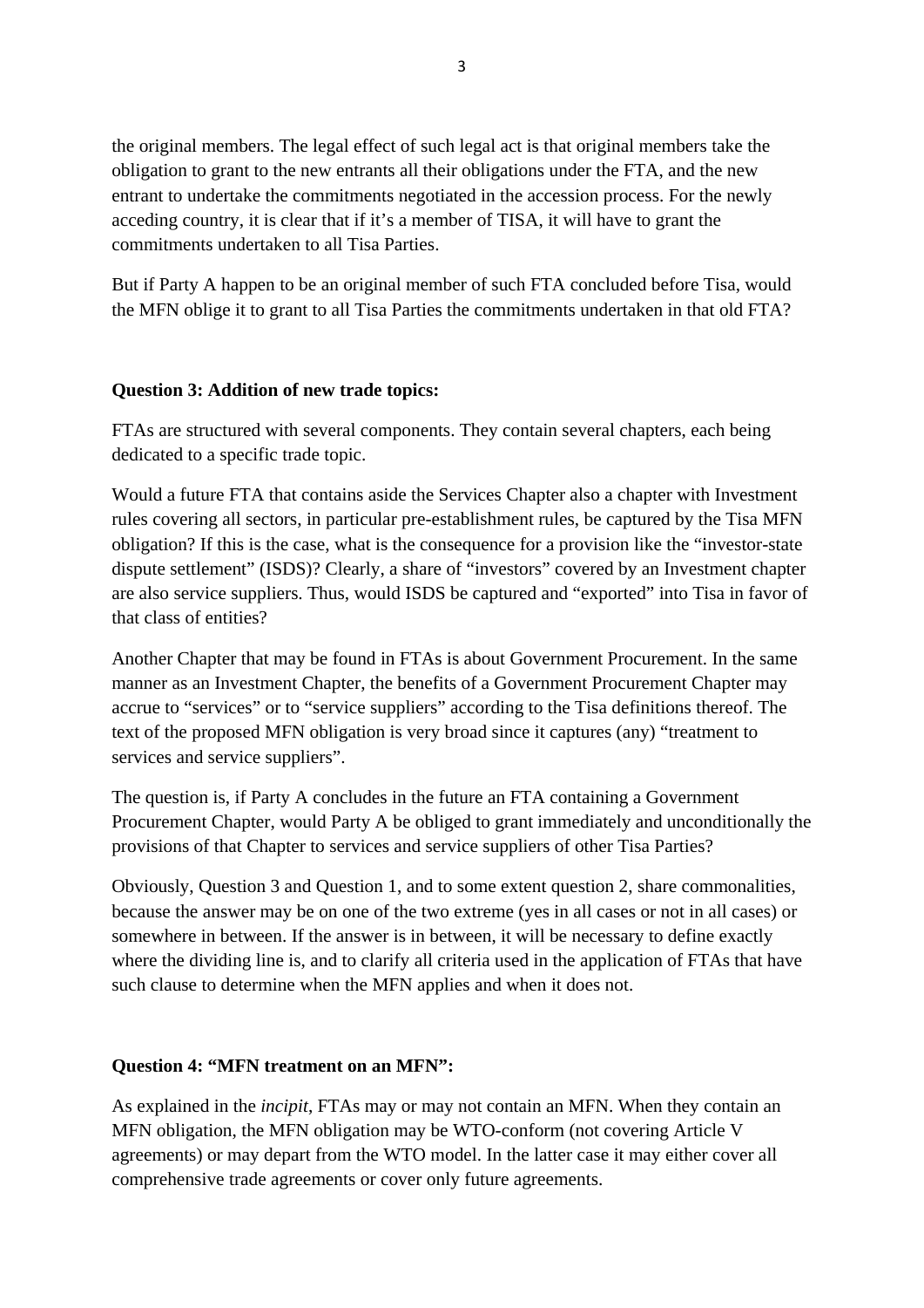the original members. The legal effect of such legal act is that original members take the obligation to grant to the new entrants all their obligations under the FTA, and the new entrant to undertake the commitments negotiated in the accession process. For the newly acceding country, it is clear that if it's a member of TISA, it will have to grant the commitments undertaken to all Tisa Parties.

But if Party A happen to be an original member of such FTA concluded before Tisa, would the MFN oblige it to grant to all Tisa Parties the commitments undertaken in that old FTA?

**Question 3: Addition of new trade topics:**

FTAs are structured with several components. They contain several chapters, each being dedicated to a specific trade topic.

Would a future FTA that contains aside the Services Chapter also a chapter with Investment rules covering all sectors, in particular pre-establishment rules, be captured by the Tisa MFN obligation? If this is the case, what is the consequence for a provision like the "investor-state dispute settlement" (ISDS)? Clearly, a share of "investors" covered by an Investment chapter are also service suppliers. Thus, would ISDS be captured and "exported" into Tisa in favor of that class of entities?

Another Chapter that may be found in FTAs is about Government Procurement. In the same manner as an Investment Chapter, the benefits of a Government Procurement Chapter may accrue to "services" or to "service suppliers" according to the Tisa definitions thereof. The text of the proposed MFN obligation is very broad since it captures (any) "treatment to services and service suppliers".

The question is, if Party A concludes in the future an FTA containing a Government Procurement Chapter, would Party A be obliged to grant immediately and unconditionally the provisions of that Chapter to services and service suppliers of other Tisa Parties?

Obviously, Question 3 and Question 1, and to some extent question 2, share commonalities, because the answer may be on one of the two extreme (yes in all cases or not in all cases) or somewhere in between. If the answer is in between, it will be necessary to define exactly where the dividing line is, and to clarify all criteria used in the application of FTAs that have such clause to determine when the MFN applies and when it does not.

**Question 4: "MFN treatment on an MFN":**

As explained in the *incipit*, FTAs may or may not contain an MFN. When they contain an MFN obligation, the MFN obligation may be WTO-conform (not covering Article V agreements) or may depart from the WTO model. In the latter case it may either cover all comprehensive trade agreements or cover only future agreements.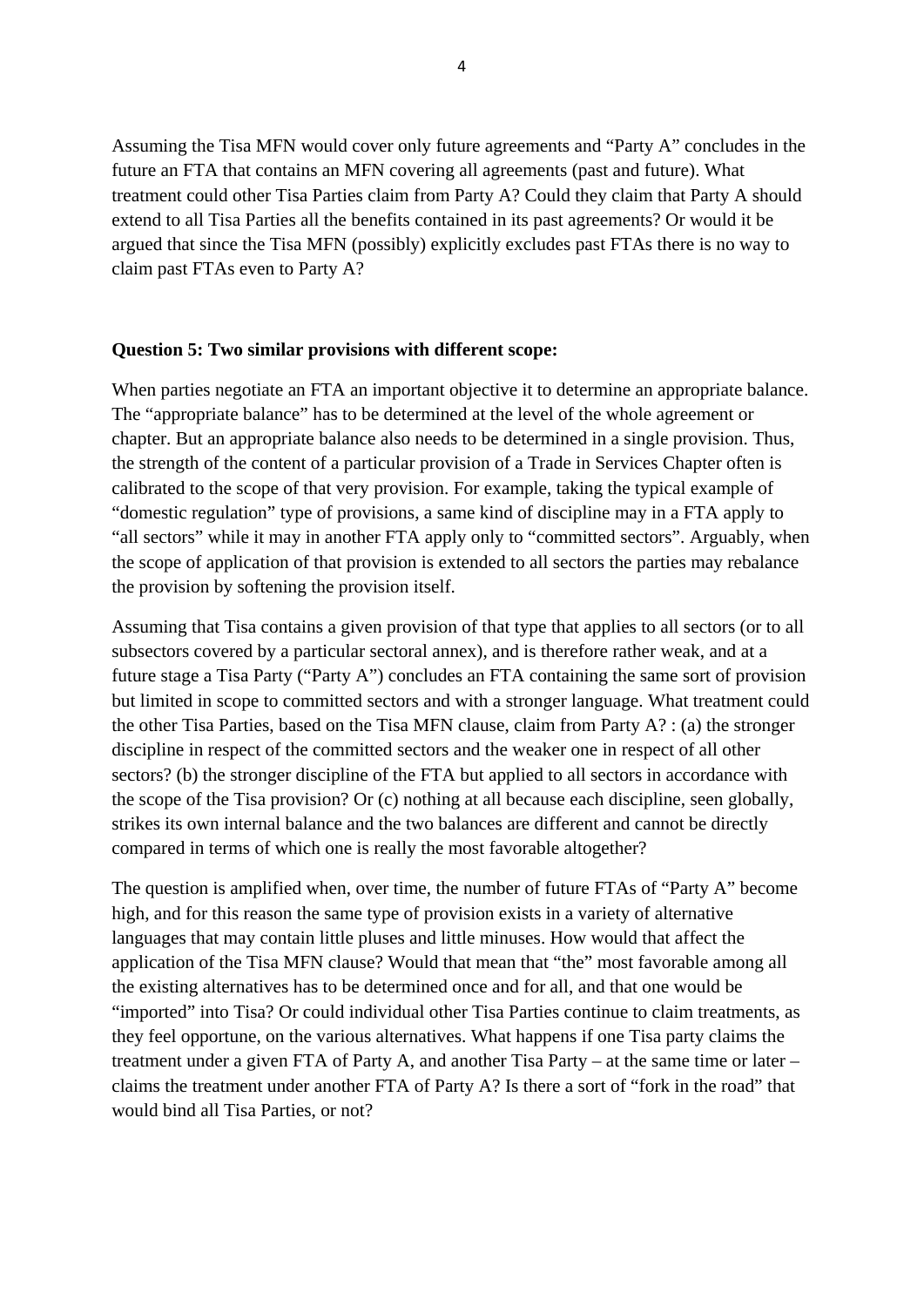Assuming the Tisa MFN would cover only future agreements and "Party A" concludes in the future an FTA that contains an MFN covering all agreements (past and future). What treatment could other Tisa Parties claim from Party A? Could they claim that Party A should extend to all Tisa Parties all the benefits contained in its past agreements? Or would it be argued that since the Tisa MFN (possibly) explicitly excludes past FTAs there is no way to claim past FTAs even to Party A?

**Question 5: Two similar provisions with different scope:**

When parties negotiate an FTA an important objective it to determine an appropriate balance. The "appropriate balance" has to be determined at the level of the whole agreement or chapter. But an appropriate balance also needs to be determined in a single provision. Thus, the strength of the content of a particular provision of a Trade in Services Chapter often is calibrated to the scope of that very provision. For example, taking the typical example of "domestic regulation" type of provisions, a same kind of discipline may in a FTA apply to "all sectors" while it may in another FTA apply only to "committed sectors". Arguably, when the scope of application of that provision is extended to all sectors the parties may rebalance the provision by softening the provision itself.

Assuming that Tisa contains a given provision of that type that applies to all sectors (or to all subsectors covered by a particular sectoral annex), and is therefore rather weak, and at a future stage a Tisa Party ("Party A") concludes an FTA containing the same sort of provision but limited in scope to committed sectors and with a stronger language. What treatment could the other Tisa Parties, based on the Tisa MFN clause, claim from Party A? : (a) the stronger discipline in respect of the committed sectors and the weaker one in respect of all other sectors? (b) the stronger discipline of the FTA but applied to all sectors in accordance with the scope of the Tisa provision? Or (c) nothing at all because each discipline, seen globally, strikes its own internal balance and the two balances are different and cannot be directly compared in terms of which one is really the most favorable altogether?

The question is amplified when, over time, the number of future FTAs of "Party A" become high, and for this reason the same type of provision exists in a variety of alternative languages that may contain little pluses and little minuses. How would that affect the application of the Tisa MFN clause? Would that mean that "the" most favorable among all the existing alternatives has to be determined once and for all, and that one would be "imported" into Tisa? Or could individual other Tisa Parties continue to claim treatments, as they feel opportune, on the various alternatives. What happens if one Tisa party claims the treatment under a given FTA of Party A, and another Tisa Party – at the same time or later – claims the treatment under another FTA of Party A? Is there a sort of "fork in the road" that would bind all Tisa Parties, or not?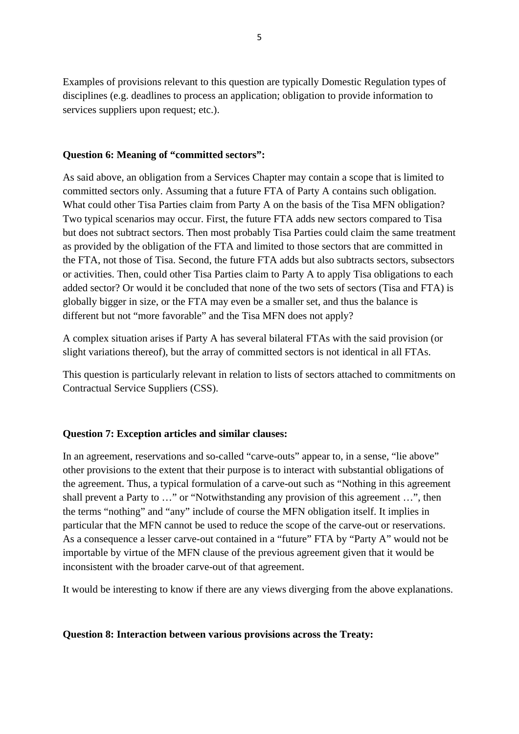Examples of provisions relevant to this question are typically Domestic Regulation types of disciplines (e.g. deadlines to process an application; obligation to provide information to services suppliers upon request; etc.).

**Question 6: Meaning of "committed sectors":**

As said above, an obligation from a Services Chapter may contain a scope that is limited to committed sectors only. Assuming that a future FTA of Party A contains such obligation. What could other Tisa Parties claim from Party A on the basis of the Tisa MFN obligation? Two typical scenarios may occur. First, the future FTA adds new sectors compared to Tisa but does not subtract sectors. Then most probably Tisa Parties could claim the same treatment as provided by the obligation of the FTA and limited to those sectors that are committed in the FTA, not those of Tisa. Second, the future FTA adds but also subtracts sectors, subsectors or activities. Then, could other Tisa Parties claim to Party A to apply Tisa obligations to each added sector? Or would it be concluded that none of the two sets of sectors (Tisa and FTA) is globally bigger in size, or the FTA may even be a smaller set, and thus the balance is different but not "more favorable" and the Tisa MFN does not apply?

A complex situation arises if Party A has several bilateral FTAs with the said provision (or slight variations thereof), but the array of committed sectors is not identical in all FTAs.

This question is particularly relevant in relation to lists of sectors attached to commitments on Contractual Service Suppliers (CSS).

**Question 7: Exception articles and similar clauses:**

In an agreement, reservations and so-called "carve-outs" appear to, in a sense, "lie above" other provisions to the extent that their purpose is to interact with substantial obligations of the agreement. Thus, a typical formulation of a carve-out such as "Nothing in this agreement shall prevent a Party to …" or "Notwithstanding any provision of this agreement …", then the terms "nothing" and "any" include of course the MFN obligation itself. It implies in particular that the MFN cannot be used to reduce the scope of the carve-out or reservations. As a consequence a lesser carve-out contained in a "future" FTA by "Party A" would not be importable by virtue of the MFN clause of the previous agreement given that it would be inconsistent with the broader carve-out of that agreement.

It would be interesting to know if there are any views diverging from the above explanations.

**Question 8: Interaction between various provisions across the Treaty:**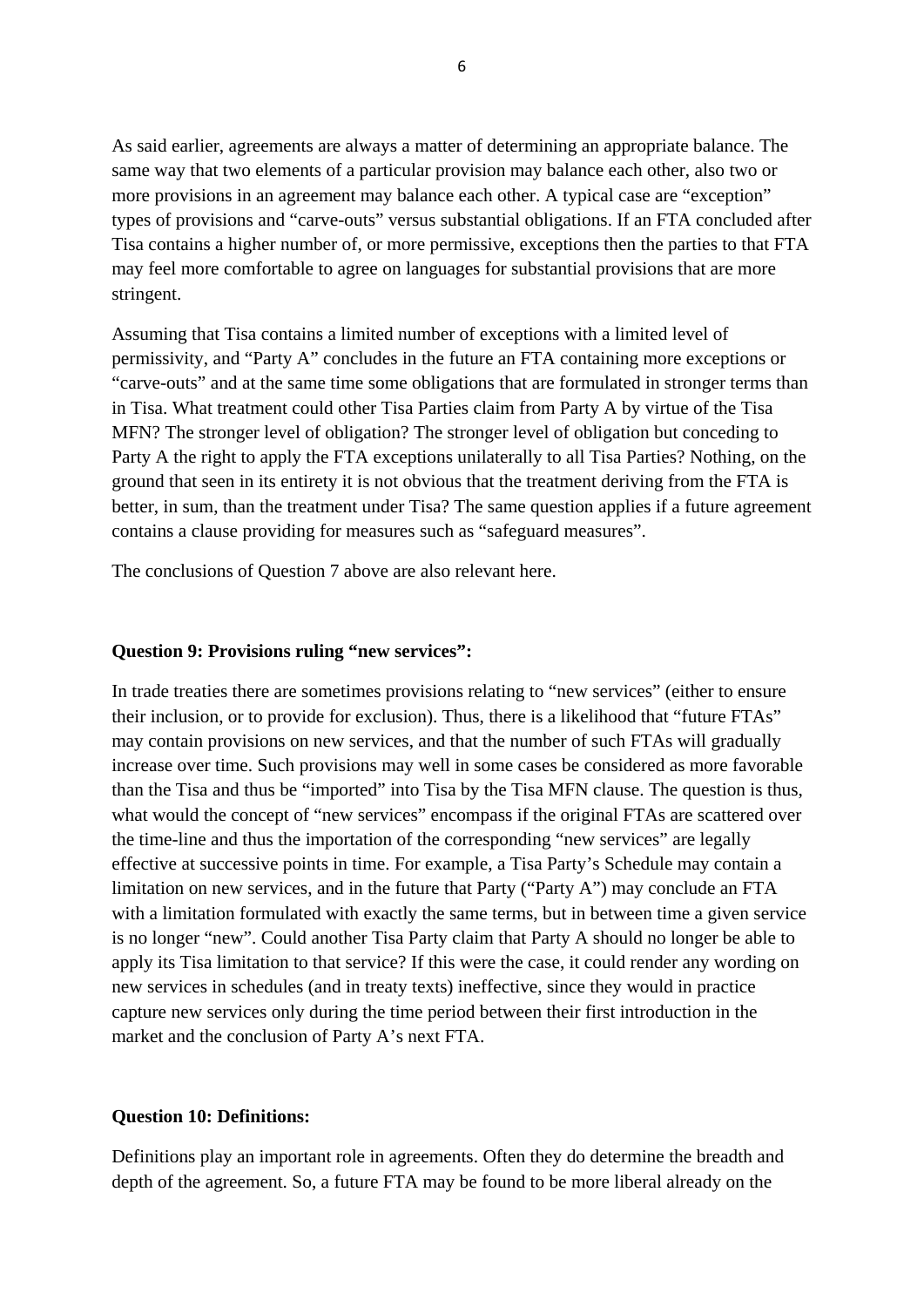As said earlier, agreements are always a matter of determining an appropriate balance. The same way that two elements of a particular provision may balance each other, also two or more provisions in an agreement may balance each other. A typical case are "exception" types of provisions and "carve-outs" versus substantial obligations. If an FTA concluded after Tisa contains a higher number of, or more permissive, exceptions then the parties to that FTA may feel more comfortable to agree on languages for substantial provisions that are more stringent.

Assuming that Tisa contains a limited number of exceptions with a limited level of permissivity, and "Party A" concludes in the future an FTA containing more exceptions or "carve-outs" and at the same time some obligations that are formulated in stronger terms than in Tisa. What treatment could other Tisa Parties claim from Party A by virtue of the Tisa MFN? The stronger level of obligation? The stronger level of obligation but conceding to Party A the right to apply the FTA exceptions unilaterally to all Tisa Parties? Nothing, on the ground that seen in its entirety it is not obvious that the treatment deriving from the FTA is better, in sum, than the treatment under Tisa? The same question applies if a future agreement contains a clause providing for measures such as "safeguard measures".

The conclusions of Question 7 above are also relevant here.

**Question 9: Provisions ruling "new services":**

In trade treaties there are sometimes provisions relating to "new services" (either to ensure their inclusion, or to provide for exclusion). Thus, there is a likelihood that "future FTAs" may contain provisions on new services, and that the number of such FTAs will gradually increase over time. Such provisions may well in some cases be considered as more favorable than the Tisa and thus be "imported" into Tisa by the Tisa MFN clause. The question is thus, what would the concept of "new services" encompass if the original FTAs are scattered over the time-line and thus the importation of the corresponding "new services" are legally effective at successive points in time. For example, a Tisa Party's Schedule may contain a limitation on new services, and in the future that Party ("Party A") may conclude an FTA with a limitation formulated with exactly the same terms, but in between time a given service is no longer "new". Could another Tisa Party claim that Party A should no longer be able to apply its Tisa limitation to that service? If this were the case, it could render any wording on new services in schedules (and in treaty texts) ineffective, since they would in practice capture new services only during the time period between their first introduction in the market and the conclusion of Party A's next FTA.

**Question 10: Definitions:**

Definitions play an important role in agreements. Often they do determine the breadth and depth of the agreement. So, a future FTA may be found to be more liberal already on the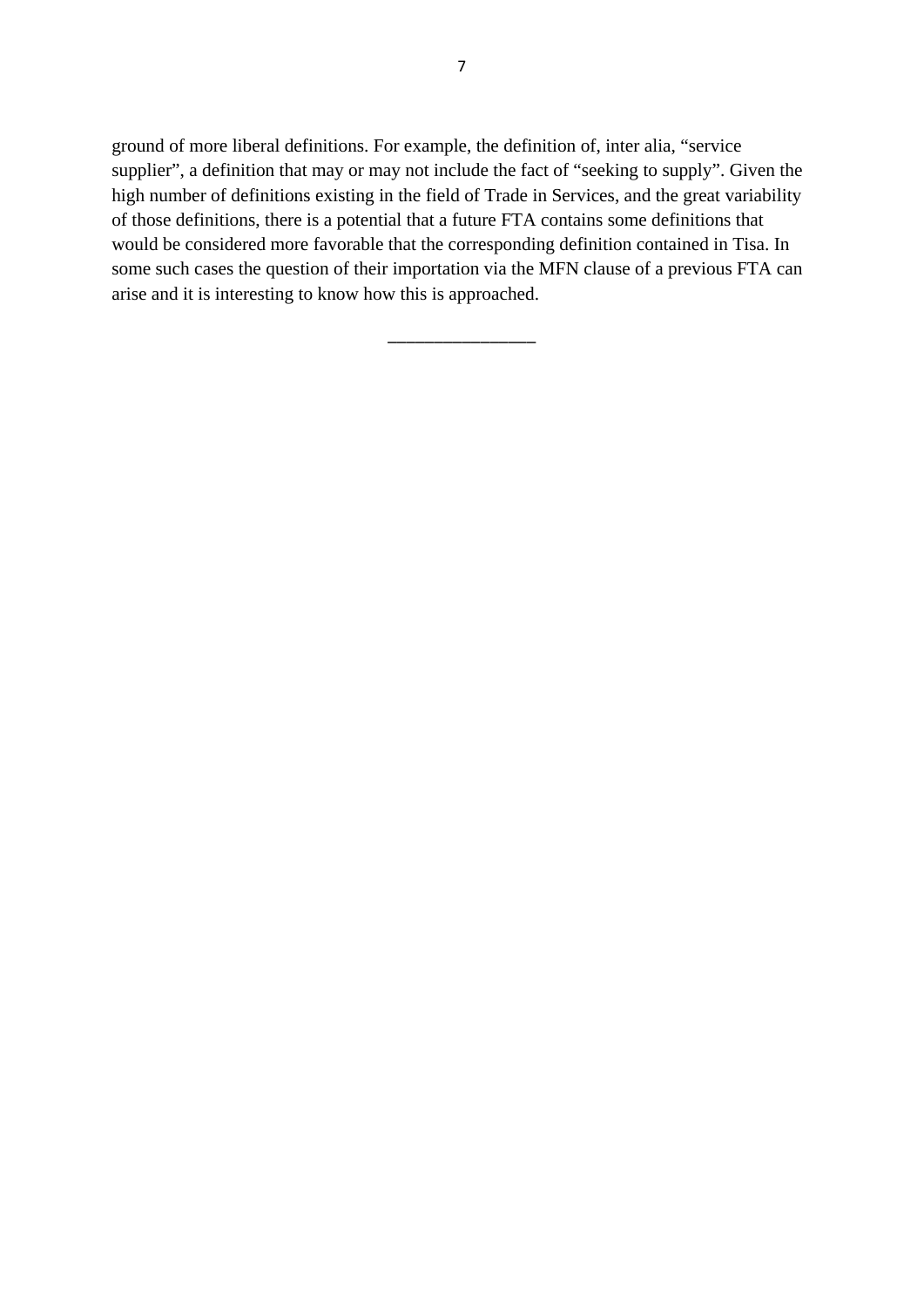ground of more liberal definitions. For example, the definition of, inter alia, "service supplier", a definition that may or may not include the fact of "seeking to supply". Given the high number of definitions existing in the field of Trade in Services, and the great variability of those definitions, there is a potential that a future FTA contains some definitions that would be considered more favorable that the corresponding definition contained in Tisa. In some such cases the question of their importation via the MFN clause of a previous FTA can arise and it is interesting to know how this is approached.

________________